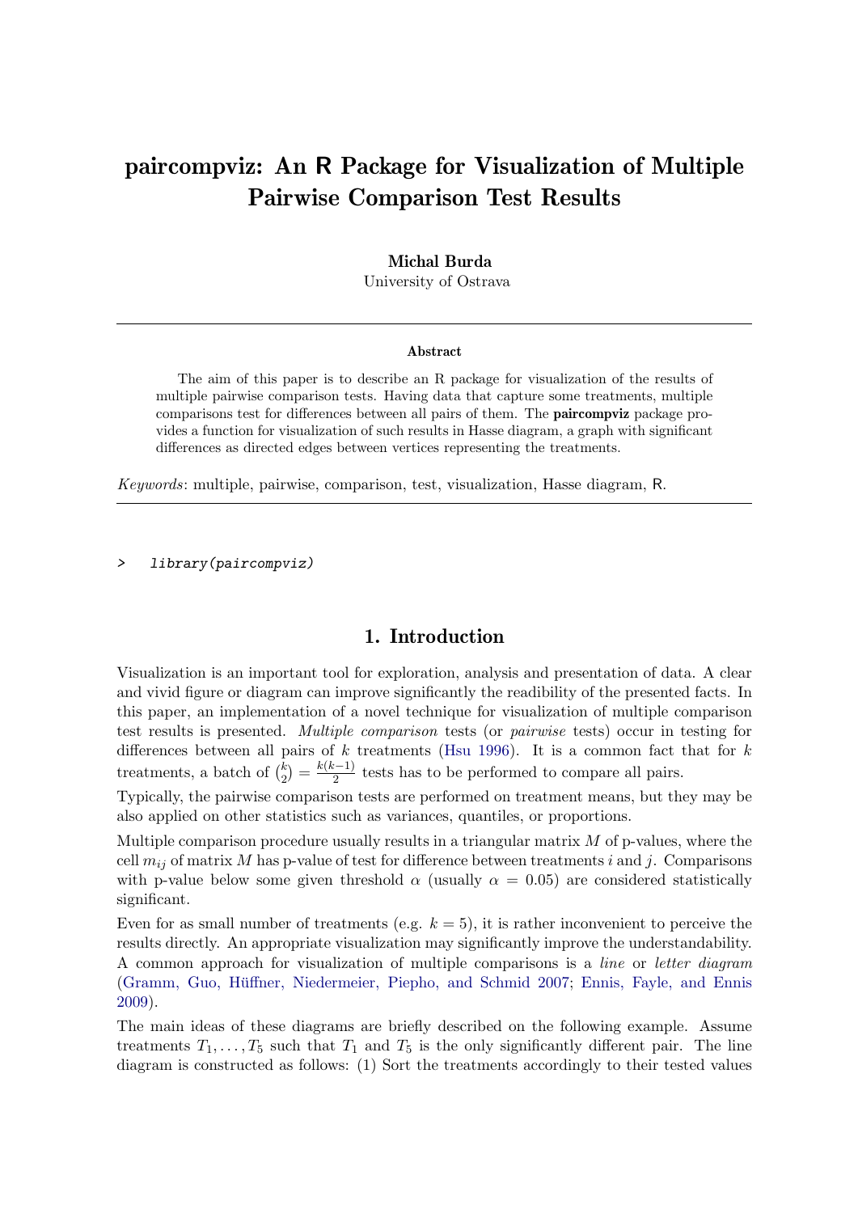# paircompviz: An R Package for Visualization of Multiple Pairwise Comparison Test Results

**Michal Burda**
University of Ostrava

**Abstract**

The aim of this paper is to describe an R package for visualization of the results of multiple pairwise comparison tests. Having data that capture some treatments, multiple comparisons test for differences between all pairs of them. The **paircompviz** package provides a function for visualization of such results in Hasse diagram, a graph with significant differences as directed edges between vertices representing the treatments.

*Keywords*: multiple, pairwise, comparison, test, visualization, Hasse diagram, R.

```
>   library(paircompviz)
```

## 1. Introduction

Visualization is an important tool for exploration, analysis and presentation of data. A clear and vivid figure or diagram can improve significantly the readibility of the presented facts. In this paper, an implementation of a novel technique for visualization of multiple comparison test results is presented. *Multiple comparison* tests (or *pairwise* tests) occur in testing for differences between all pairs of $k$ treatments (Hsu 1996). It is a common fact that for $k$ treatments, a batch of $\binom{k}{2} = \frac{k(k-1)}{2}$ tests has to be performed to compare all pairs.

Typically, the pairwise comparison tests are performed on treatment means, but they may be also applied on other statistics such as variances, quantiles, or proportions.

Multiple comparison procedure usually results in a triangular matrix $M$ of p-values, where the cell $m_{ij}$ of matrix $M$ has p-value of test for difference between treatments $i$ and $j$. Comparisons with p-value below some given threshold $\alpha$ (usually $\alpha = 0.05$) are considered statistically significant.

Even for as small number of treatments (e.g. $k = 5$), it is rather inconvenient to perceive the results directly. An appropriate visualization may significantly improve the understandability. A common approach for visualization of multiple comparisons is a *line* or *letter diagram* (Gramm, Guo, Hüffner, Niedermeier, Piepho, and Schmid 2007; Ennis, Fayle, and Ennis 2009).

The main ideas of these diagrams are briefly described on the following example. Assume treatments $T_1, \ldots, T_5$ such that $T_1$ and $T_5$ is the only significantly different pair. The line diagram is constructed as follows: (1) Sort the treatments accordingly to their tested values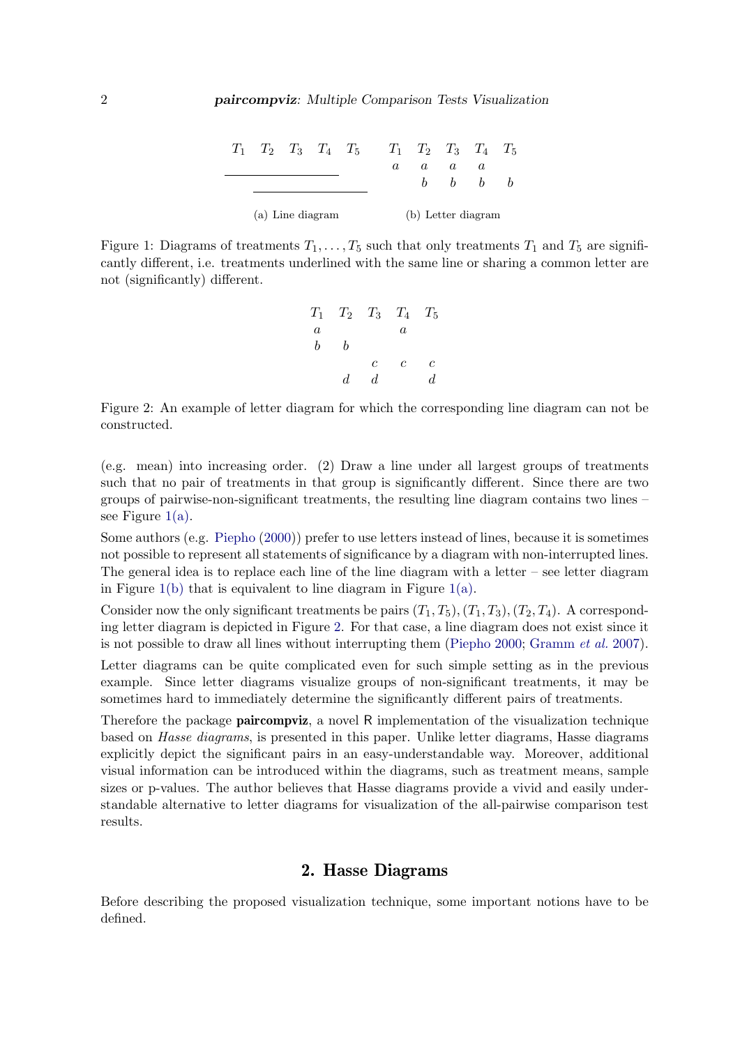| $T_1$ | $T_2$ | $T_3$ | $T_4$ | $T_5$ |
|---|---|---|---|---|
| ——— | ——— | ——— | ——— | |
| | ——— | ——— | ——— | ——— |

(a) Line diagram

| $T_1$ | $T_2$ | $T_3$ | $T_4$ | $T_5$ |
|---|---|---|---|---|
| $a$ | $a$ | $a$ | $a$ | |
| | $b$ | $b$ | $b$ | $b$ |

(b) Letter diagram

Figure 1: Diagrams of treatments $T_1, \ldots, T_5$ such that only treatments $T_1$ and $T_5$ are significantly different, i.e. treatments underlined with the same line or sharing a common letter are not (significantly) different.

| $T_1$ | $T_2$ | $T_3$ | $T_4$ | $T_5$ |
|---|---|---|---|---|
| $a$ | | | $a$ | |
| $b$ | $b$ | | | |
| | | $c$ | $c$ | $c$ |
| | $d$ | $d$ | | $d$ |

Figure 2: An example of letter diagram for which the corresponding line diagram can not be constructed.

(e.g. mean) into increasing order. (2) Draw a line under all largest groups of treatments such that no pair of treatments in that group is significantly different. Since there are two groups of pairwise-non-significant treatments, the resulting line diagram contains two lines – see Figure 1(a).

Some authors (e.g. Piepho (2000)) prefer to use letters instead of lines, because it is sometimes not possible to represent all statements of significance by a diagram with non-interrupted lines. The general idea is to replace each line of the line diagram with a letter – see letter diagram in Figure 1(b) that is equivalent to line diagram in Figure 1(a).

Consider now the only significant treatments be pairs $(T_1, T_5), (T_1, T_3), (T_2, T_4)$. A corresponding letter diagram is depicted in Figure 2. For that case, a line diagram does not exist since it is not possible to draw all lines without interrupting them (Piepho 2000; Gramm *et al.* 2007).

Letter diagrams can be quite complicated even for such simple setting as in the previous example. Since letter diagrams visualize groups of non-significant treatments, it may be sometimes hard to immediately determine the significantly different pairs of treatments.

Therefore the package **paircompviz**, a novel R implementation of the visualization technique based on *Hasse diagrams*, is presented in this paper. Unlike letter diagrams, Hasse diagrams explicitly depict the significant pairs in an easy-understandable way. Moreover, additional visual information can be introduced within the diagrams, such as treatment means, sample sizes or p-values. The author believes that Hasse diagrams provide a vivid and easily understandable alternative to letter diagrams for visualization of the all-pairwise comparison test results.

## 2. Hasse Diagrams

Before describing the proposed visualization technique, some important notions have to be defined.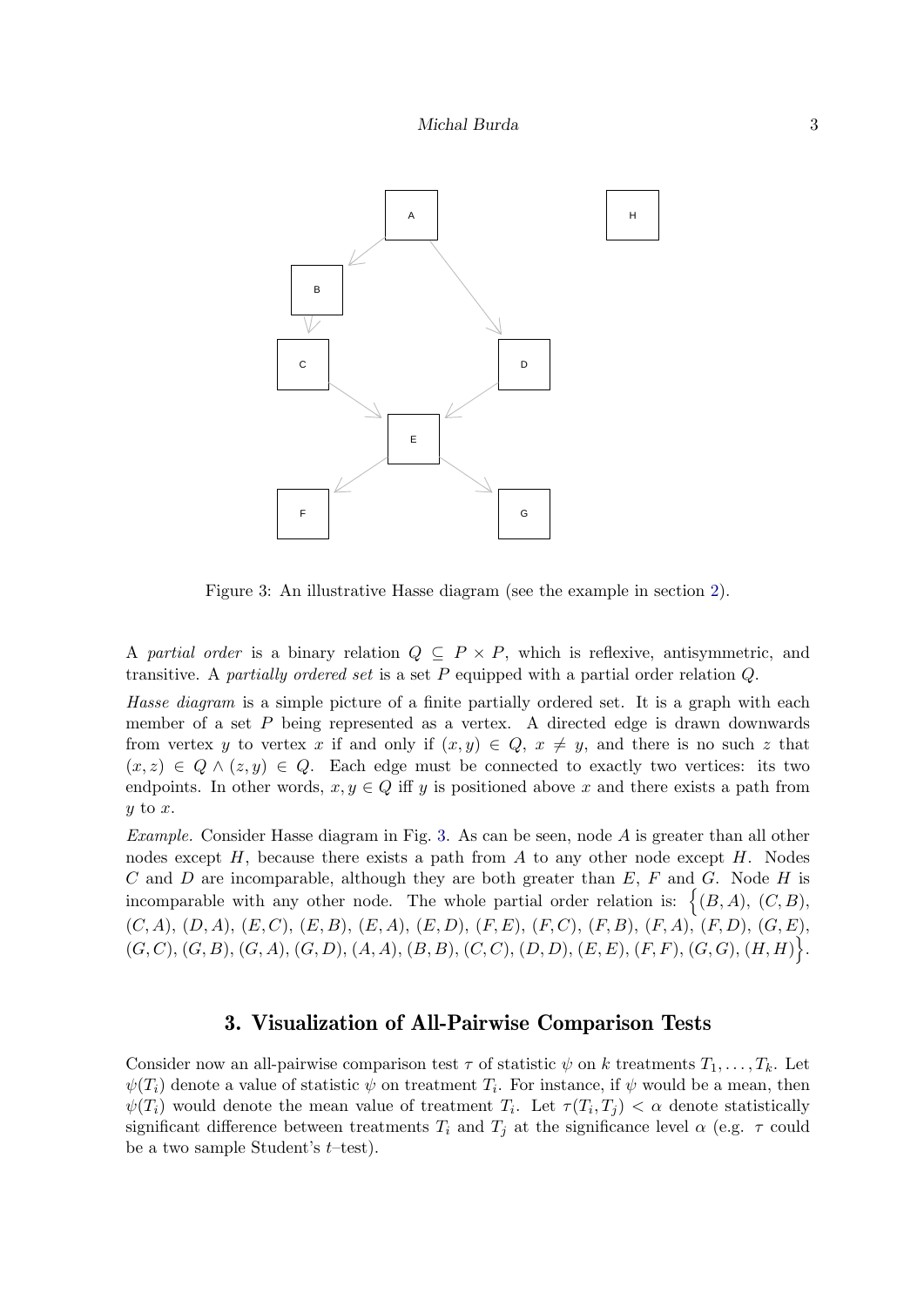Figure 3: An illustrative Hasse diagram (see the example in section 2).

A *partial order* is a binary relation $Q \subseteq P \times P$, which is reflexive, antisymmetric, and transitive. A *partially ordered set* is a set $P$ equipped with a partial order relation $Q$.

*Hasse diagram* is a simple picture of a finite partially ordered set. It is a graph with each member of a set $P$ being represented as a vertex. A directed edge is drawn downwards from vertex $y$ to vertex $x$ if and only if $(x, y) \in Q$, $x \neq y$, and there is no such $z$ that $(x, z) \in Q \wedge (z, y) \in Q$. Each edge must be connected to exactly two vertices: its two endpoints. In other words, $x, y \in Q$ iff $y$ is positioned above $x$ and there exists a path from $y$ to $x$.

*Example.* Consider Hasse diagram in Fig. 3. As can be seen, node $A$ is greater than all other nodes except $H$, because there exists a path from $A$ to any other node except $H$. Nodes $C$ and $D$ are incomparable, although they are both greater than $E$, $F$ and $G$. Node $H$ is incomparable with any other node. The whole partial order relation is: $\Big\{(B, A), (C, B), (C, A), (D, A), (E, C), (E, B), (E, A), (E, D), (F, E), (F, C), (F, B), (F, A), (F, D), (G, E), (G, C), (G, B), (G, A), (G, D), (A, A), (B, B), (C, C), (D, D), (E, E), (F, F), (G, G), (H, H)\Big\}$.

## 3. Visualization of All-Pairwise Comparison Tests

Consider now an all-pairwise comparison test $\tau$ of statistic $\psi$ on $k$ treatments $T_1, \ldots, T_k$. Let $\psi(T_i)$ denote a value of statistic $\psi$ on treatment $T_i$. For instance, if $\psi$ would be a mean, then $\psi(T_i)$ would denote the mean value of treatment $T_i$. Let $\tau(T_i, T_j) < \alpha$ denote statistically significant difference between treatments $T_i$ and $T_j$ at the significance level $\alpha$ (e.g. $\tau$ could be a two sample Student's $t$–test).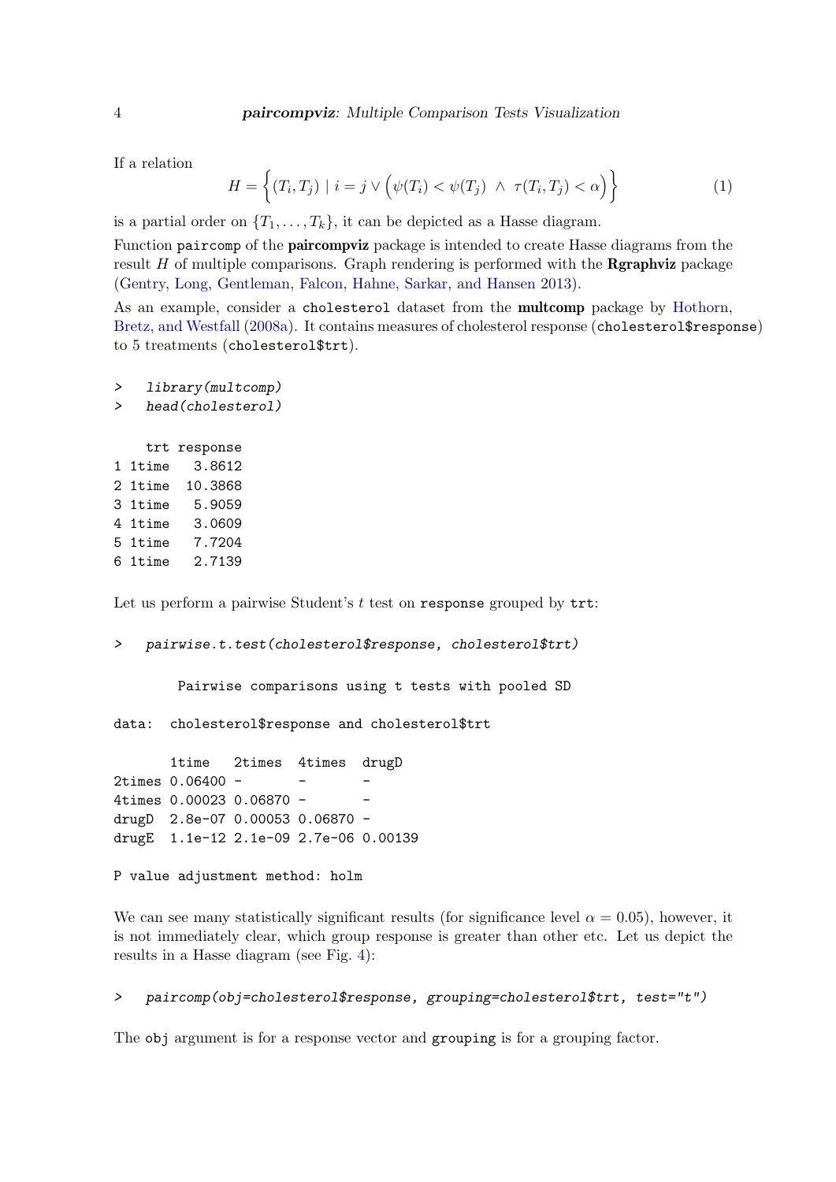If a relation

$$H = \left\{ (T_i, T_j) \mid i = j \vee \Big( \psi(T_i) < \psi(T_j) \ \wedge \ \tau(T_i, T_j) < \alpha \Big) \right\} \tag{1}$$

is a partial order on $\{T_1, \ldots, T_k\}$, it can be depicted as a Hasse diagram.

Function `paircomp` of the **paircompviz** package is intended to create Hasse diagrams from the result $H$ of multiple comparisons. Graph rendering is performed with the **Rgraphviz** package (Gentry, Long, Gentleman, Falcon, Hahne, Sarkar, and Hansen 2013).

As an example, consider a `cholesterol` dataset from the **multcomp** package by Hothorn, Bretz, and Westfall (2008a). It contains measures of cholesterol response (`cholesterol$response`) to 5 treatments (`cholesterol$trt`).

```
>   library(multcomp)
>   head(cholesterol)

    trt response
1 1time   3.8612
2 1time  10.3868
3 1time   5.9059
4 1time   3.0609
5 1time   7.7204
6 1time   2.7139
```

Let us perform a pairwise Student's $t$ test on `response` grouped by `trt`:

```
>   pairwise.t.test(cholesterol$response, cholesterol$trt)

        Pairwise comparisons using t tests with pooled SD

data:  cholesterol$response and cholesterol$trt

       1time   2times  4times  drugD
2times 0.06400 -       -       -
4times 0.00023 0.06870 -       -
drugD  2.8e-07 0.00053 0.06870 -
drugE  1.1e-12 2.1e-09 2.7e-06 0.00139

P value adjustment method: holm
```

We can see many statistically significant results (for significance level $\alpha = 0.05$), however, it is not immediately clear, which group response is greater than other etc. Let us depict the results in a Hasse diagram (see Fig. 4):

```
>   paircomp(obj=cholesterol$response, grouping=cholesterol$trt, test="t")
```

The `obj` argument is for a response vector and `grouping` is for a grouping factor.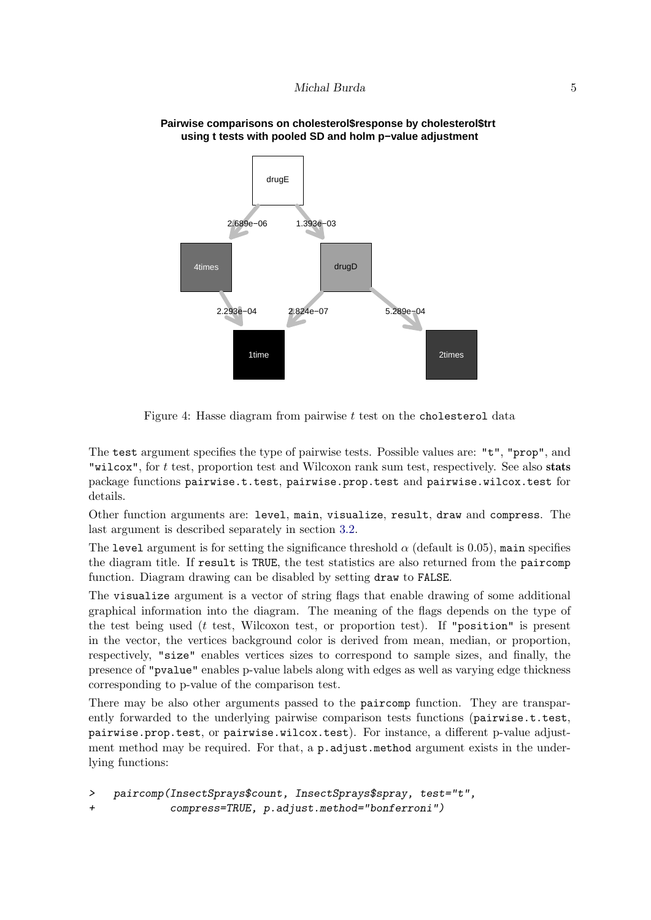Figure 4: Hasse diagram from pairwise $t$ test on the `cholesterol` data

The `test` argument specifies the type of pairwise tests. Possible values are: `"t"`, `"prop"`, and `"wilcox"`, for $t$ test, proportion test and Wilcoxon rank sum test, respectively. See also **stats** package functions `pairwise.t.test`, `pairwise.prop.test` and `pairwise.wilcox.test` for details.

Other function arguments are: `level`, `main`, `visualize`, `result`, `draw` and `compress`. The last argument is described separately in section 3.2.

The `level` argument is for setting the significance threshold $\alpha$ (default is 0.05), `main` specifies the diagram title. If `result` is `TRUE`, the test statistics are also returned from the `paircomp` function. Diagram drawing can be disabled by setting `draw` to `FALSE`.

The `visualize` argument is a vector of string flags that enable drawing of some additional graphical information into the diagram. The meaning of the flags depends on the type of the test being used ($t$ test, Wilcoxon test, or proportion test). If `"position"` is present in the vector, the vertices background color is derived from mean, median, or proportion, respectively, `"size"` enables vertices sizes to correspond to sample sizes, and finally, the presence of `"pvalue"` enables p-value labels along with edges as well as varying edge thickness corresponding to p-value of the comparison test.

There may be also other arguments passed to the `paircomp` function. They are transparently forwarded to the underlying pairwise comparison tests functions (`pairwise.t.test`, `pairwise.prop.test`, or `pairwise.wilcox.test`). For instance, a different p-value adjustment method may be required. For that, a `p.adjust.method` argument exists in the underlying functions:

```
>   paircomp(InsectSprays$count, InsectSprays$spray, test="t",
+            compress=TRUE, p.adjust.method="bonferroni")
```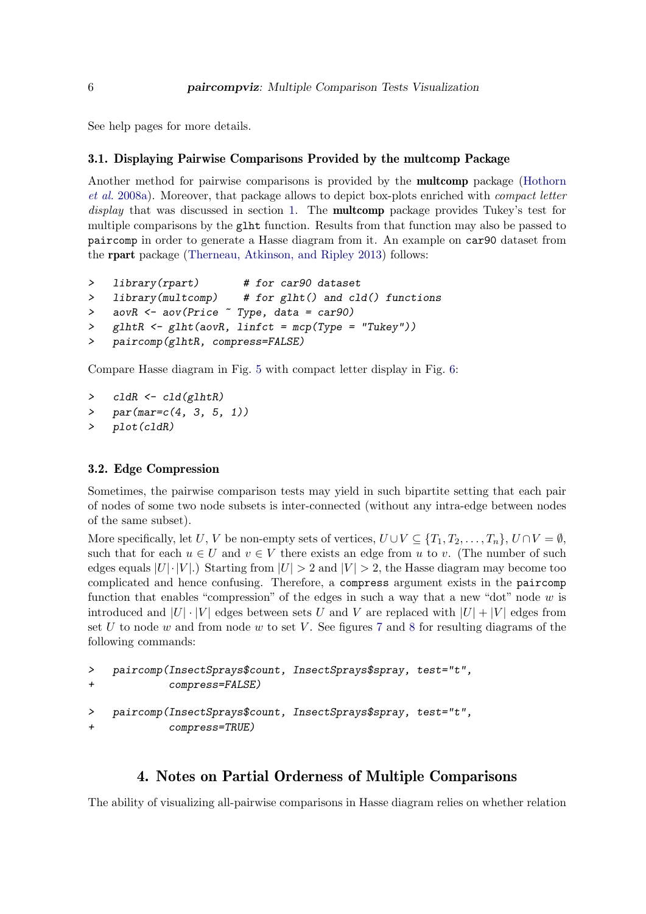See help pages for more details.

### 3.1. Displaying Pairwise Comparisons Provided by the multcomp Package

Another method for pairwise comparisons is provided by the **multcomp** package (Hothorn *et al.* 2008a). Moreover, that package allows to depict box-plots enriched with *compact letter display* that was discussed in section 1. The **multcomp** package provides Tukey's test for multiple comparisons by the `glht` function. Results from that function may also be passed to `paircomp` in order to generate a Hasse diagram from it. An example on `car90` dataset from the **rpart** package (Therneau, Atkinson, and Ripley 2013) follows:

```
>   library(rpart)       # for car90 dataset
>   library(multcomp)    # for glht() and cld() functions
>   aovR <- aov(Price ~ Type, data = car90)
>   glhtR <- glht(aovR, linfct = mcp(Type = "Tukey"))
>   paircomp(glhtR, compress=FALSE)
```

Compare Hasse diagram in Fig. 5 with compact letter display in Fig. 6:

```
>   cldR <- cld(glhtR)
>   par(mar=c(4, 3, 5, 1))
>   plot(cldR)
```

### 3.2. Edge Compression

Sometimes, the pairwise comparison tests may yield in such bipartite setting that each pair of nodes of some two node subsets is inter-connected (without any intra-edge between nodes of the same subset).

More specifically, let $U$, $V$ be non-empty sets of vertices, $U \cup V \subseteq \{T_1, T_2, \ldots, T_n\}$, $U \cap V = \emptyset$, such that for each $u \in U$ and $v \in V$ there exists an edge from $u$ to $v$. (The number of such edges equals $|U| \cdot |V|$.) Starting from $|U| > 2$ and $|V| > 2$, the Hasse diagram may become too complicated and hence confusing. Therefore, a `compress` argument exists in the `paircomp` function that enables "compression" of the edges in such a way that a new "dot" node $w$ is introduced and $|U| \cdot |V|$ edges between sets $U$ and $V$ are replaced with $|U| + |V|$ edges from set $U$ to node $w$ and from node $w$ to set $V$. See figures 7 and 8 for resulting diagrams of the following commands:

```
>   paircomp(InsectSprays$count, InsectSprays$spray, test="t",
+            compress=FALSE)
```

```
>   paircomp(InsectSprays$count, InsectSprays$spray, test="t",
+            compress=TRUE)
```

## 4. Notes on Partial Orderness of Multiple Comparisons

The ability of visualizing all-pairwise comparisons in Hasse diagram relies on whether relation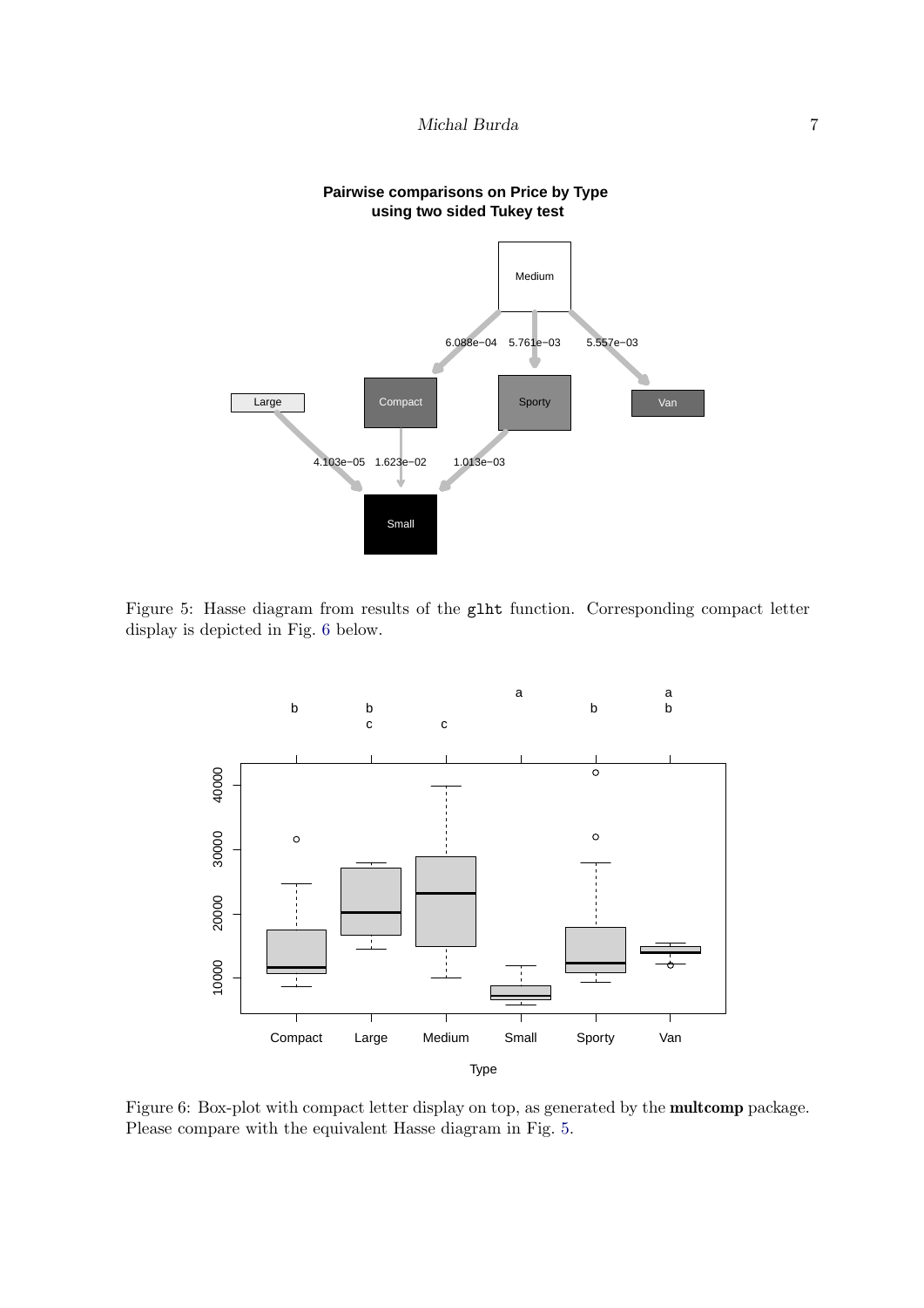Figure 5: Hasse diagram from results of the `glht` function. Corresponding compact letter display is depicted in Fig. 6 below.

Figure 6: Box-plot with compact letter display on top, as generated by the **multcomp** package. Please compare with the equivalent Hasse diagram in Fig. 5.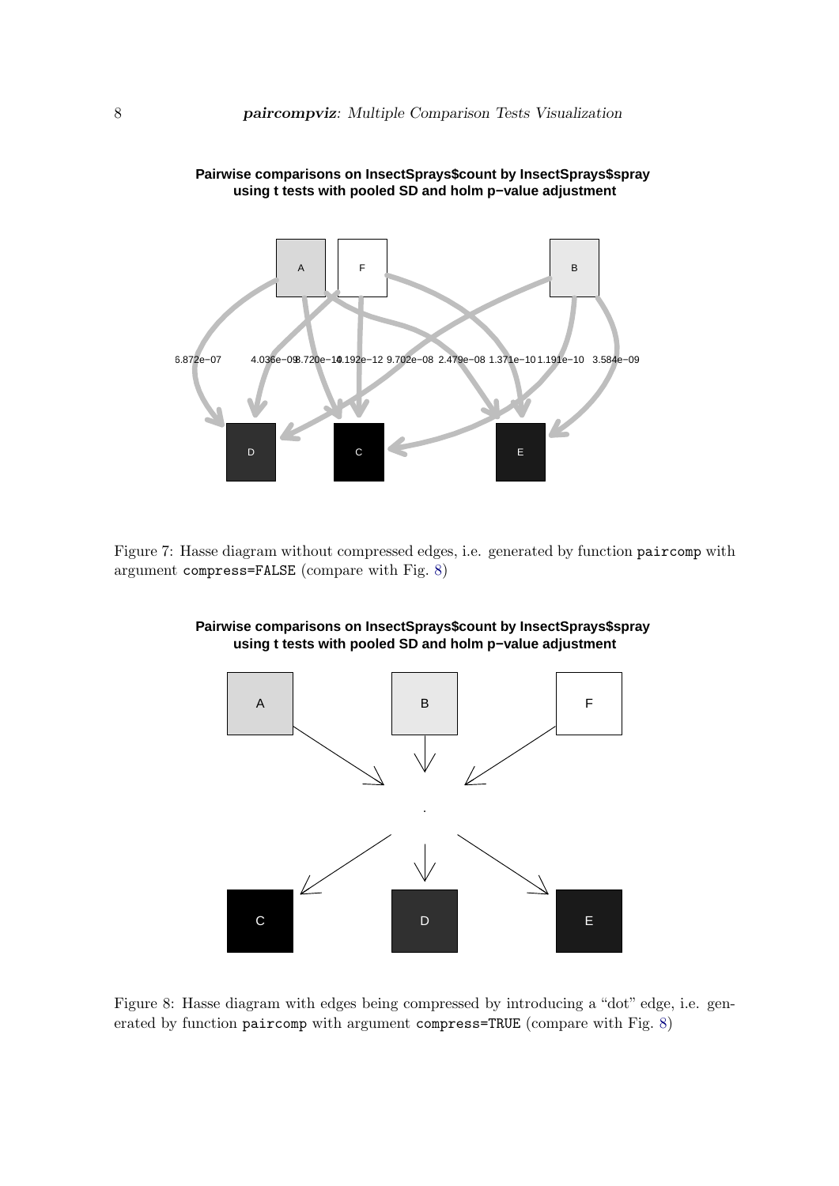Figure 7: Hasse diagram without compressed edges, i.e. generated by function paircomp with argument compress=FALSE (compare with Fig. 8)

Figure 8: Hasse diagram with edges being compressed by introducing a "dot" edge, i.e. generated by function paircomp with argument compress=TRUE (compare with Fig. 8)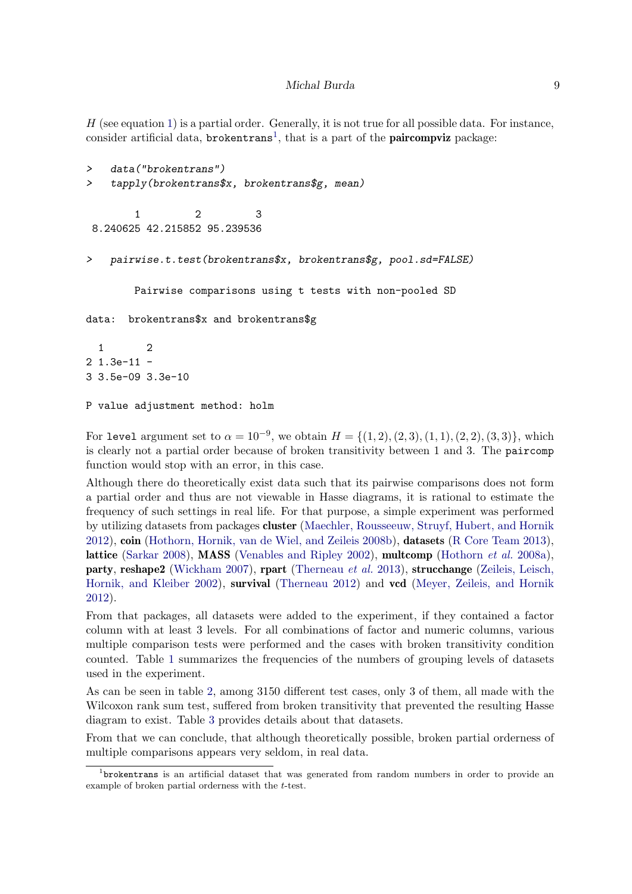$H$ (see equation 1) is a partial order. Generally, it is not true for all possible data. For instance, consider artificial data, `brokentrans`[1], that is a part of the **paircompviz** package:

```
>   data("brokentrans")
>   tapply(brokentrans$x, brokentrans$g, mean)

        1         2         3 
 8.240625 42.215852 95.239536 

>   pairwise.t.test(brokentrans$x, brokentrans$g, pool.sd=FALSE)

        Pairwise comparisons using t tests with non-pooled SD 

data:  brokentrans$x and brokentrans$g 

  1       2      
2 1.3e-11 -      
3 3.5e-09 3.3e-10

P value adjustment method: holm 
```

For `level` argument set to $\alpha = 10^{-9}$, we obtain $H = \{(1, 2), (2, 3), (1, 1), (2, 2), (3, 3)\}$, which is clearly not a partial order because of broken transitivity between 1 and 3. The `paircomp` function would stop with an error, in this case.

Although there do theoretically exist data such that its pairwise comparisons does not form a partial order and thus are not viewable in Hasse diagrams, it is rational to estimate the frequency of such settings in real life. For that purpose, a simple experiment was performed by utilizing datasets from packages **cluster** (Maechler, Rousseeuw, Struyf, Hubert, and Hornik 2012), **coin** (Hothorn, Hornik, van de Wiel, and Zeileis 2008b), **datasets** (R Core Team 2013), **lattice** (Sarkar 2008), **MASS** (Venables and Ripley 2002), **multcomp** (Hothorn *et al.* 2008a), **party**, **reshape2** (Wickham 2007), **rpart** (Therneau *et al.* 2013), **strucchange** (Zeileis, Leisch, Hornik, and Kleiber 2002), **survival** (Therneau 2012) and **vcd** (Meyer, Zeileis, and Hornik 2012).

From that packages, all datasets were added to the experiment, if they contained a factor column with at least 3 levels. For all combinations of factor and numeric columns, various multiple comparison tests were performed and the cases with broken transitivity condition counted. Table 1 summarizes the frequencies of the numbers of grouping levels of datasets used in the experiment.

As can be seen in table 2, among 3150 different test cases, only 3 of them, all made with the Wilcoxon rank sum test, suffered from broken transitivity that prevented the resulting Hasse diagram to exist. Table 3 provides details about that datasets.

From that we can conclude, that although theoretically possible, broken partial orderness of multiple comparisons appears very seldom, in real data.

[1] `brokentrans` is an artificial dataset that was generated from random numbers in order to provide an example of broken partial orderness with the *t*-test.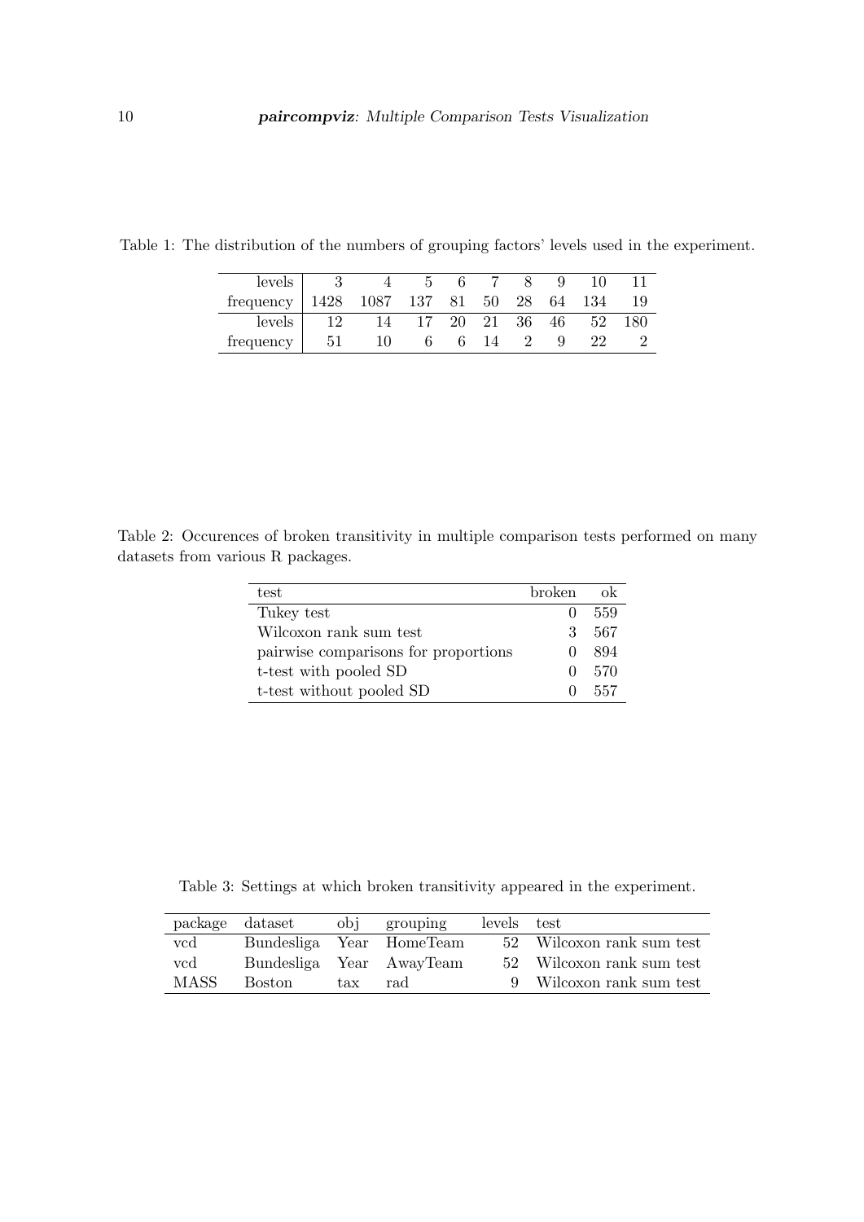Table 1: The distribution of the numbers of grouping factors' levels used in the experiment.

| levels | 3 | 4 | 5 | 6 | 7 | 8 | 9 | 10 | 11 |
|---|---|---|---|---|---|---|---|---|---|
| frequency | 1428 | 1087 | 137 | 81 | 50 | 28 | 64 | 134 | 19 |
| levels | 12 | 14 | 17 | 20 | 21 | 36 | 46 | 52 | 180 |
| frequency | 51 | 10 | 6 | 6 | 14 | 2 | 9 | 22 | 2 |

Table 2: Occurences of broken transitivity in multiple comparison tests performed on many datasets from various R packages.

| test | broken | ok |
|---|---|---|
| Tukey test | 0 | 559 |
| Wilcoxon rank sum test | 3 | 567 |
| pairwise comparisons for proportions | 0 | 894 |
| t-test with pooled SD | 0 | 570 |
| t-test without pooled SD | 0 | 557 |

Table 3: Settings at which broken transitivity appeared in the experiment.

| package | dataset | obj | grouping | levels | test |
|---|---|---|---|---|---|
| vcd | Bundesliga | Year | HomeTeam | 52 | Wilcoxon rank sum test |
| vcd | Bundesliga | Year | AwayTeam | 52 | Wilcoxon rank sum test |
| MASS | Boston | tax | rad | 9 | Wilcoxon rank sum test |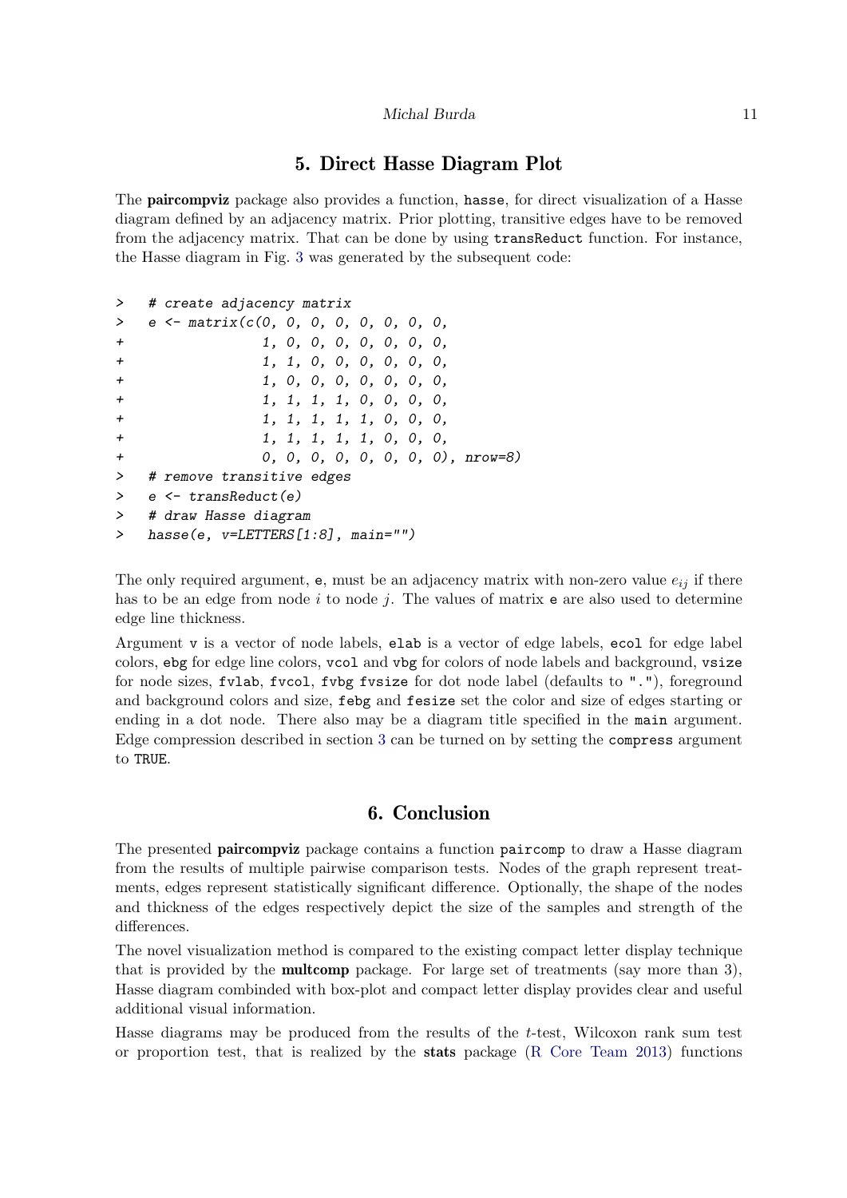## 5. Direct Hasse Diagram Plot

The **paircompviz** package also provides a function, `hasse`, for direct visualization of a Hasse diagram defined by an adjacency matrix. Prior plotting, transitive edges have to be removed from the adjacency matrix. That can be done by using `transReduct` function. For instance, the Hasse diagram in Fig. 3 was generated by the subsequent code:

```
>   # create adjacency matrix
>   e <- matrix(c(0, 0, 0, 0, 0, 0, 0, 0,
+                 1, 0, 0, 0, 0, 0, 0, 0,
+                 1, 1, 0, 0, 0, 0, 0, 0,
+                 1, 0, 0, 0, 0, 0, 0, 0,
+                 1, 1, 1, 1, 0, 0, 0, 0,
+                 1, 1, 1, 1, 1, 0, 0, 0,
+                 1, 1, 1, 1, 1, 0, 0, 0,
+                 0, 0, 0, 0, 0, 0, 0, 0), nrow=8)
>   # remove transitive edges
>   e <- transReduct(e)
>   # draw Hasse diagram
>   hasse(e, v=LETTERS[1:8], main="")
```

The only required argument, `e`, must be an adjacency matrix with non-zero value $e_{ij}$ if there has to be an edge from node $i$ to node $j$. The values of matrix `e` are also used to determine edge line thickness.

Argument `v` is a vector of node labels, `elab` is a vector of edge labels, `ecol` for edge label colors, `ebg` for edge line colors, `vcol` and `vbg` for colors of node labels and background, `vsize` for node sizes, `fvlab`, `fvcol`, `fvbg` `fvsize` for dot node label (defaults to `"."`), foreground and background colors and size, `febg` and `fesize` set the color and size of edges starting or ending in a dot node. There also may be a diagram title specified in the `main` argument. Edge compression described in section 3 can be turned on by setting the `compress` argument to `TRUE`.

## 6. Conclusion

The presented **paircompviz** package contains a function `paircomp` to draw a Hasse diagram from the results of multiple pairwise comparison tests. Nodes of the graph represent treatments, edges represent statistically significant difference. Optionally, the shape of the nodes and thickness of the edges respectively depict the size of the samples and strength of the differences.

The novel visualization method is compared to the existing compact letter display technique that is provided by the **multcomp** package. For large set of treatments (say more than 3), Hasse diagram combinded with box-plot and compact letter display provides clear and useful additional visual information.

Hasse diagrams may be produced from the results of the $t$-test, Wilcoxon rank sum test or proportion test, that is realized by the **stats** package (R Core Team 2013) functions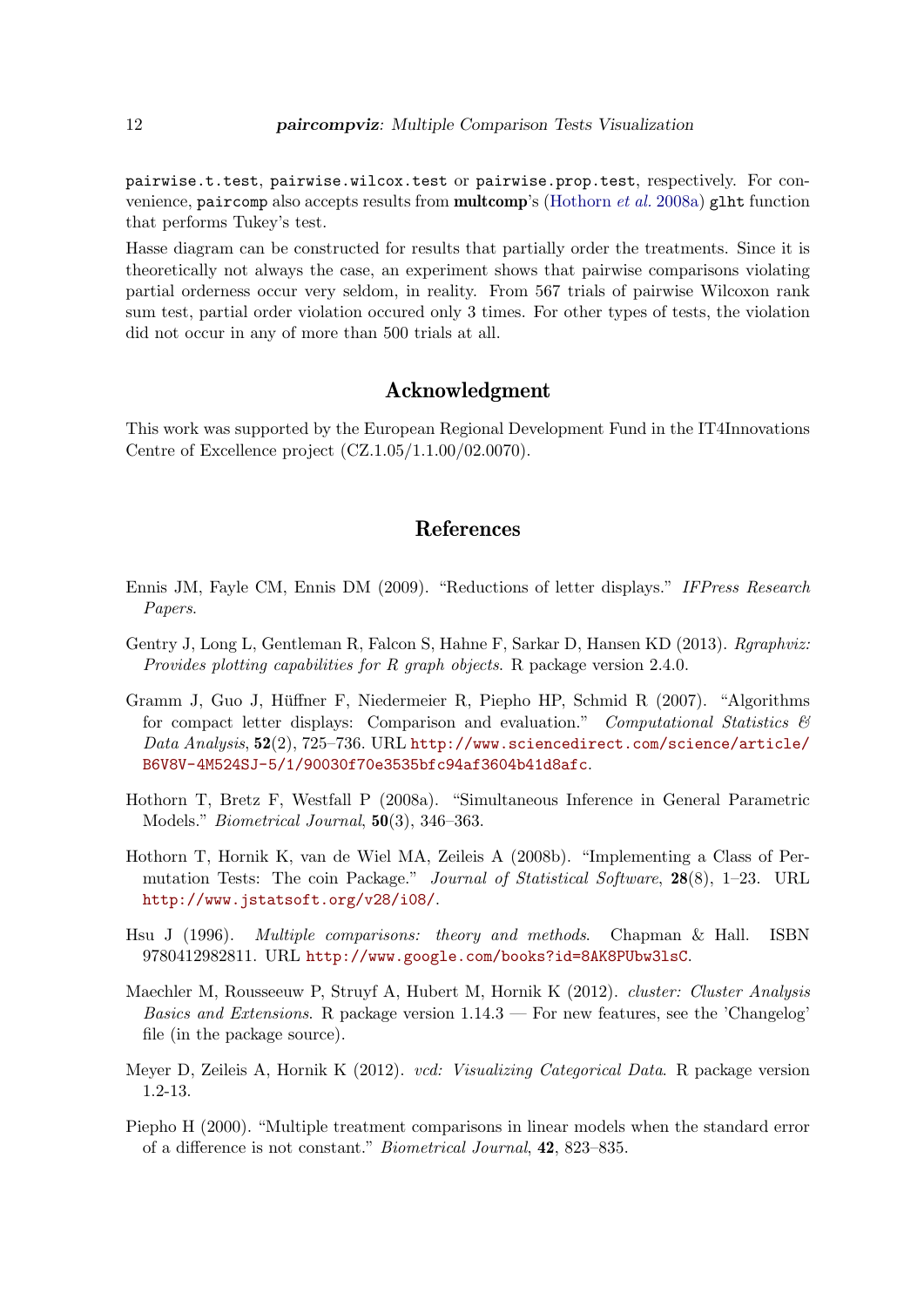`pairwise.t.test`, `pairwise.wilcox.test` or `pairwise.prop.test`, respectively. For convenience, `paircomp` also accepts results from **multcomp**'s (Hothorn *et al.* 2008a) `glht` function that performs Tukey's test.

Hasse diagram can be constructed for results that partially order the treatments. Since it is theoretically not always the case, an experiment shows that pairwise comparisons violating partial orderness occur very seldom, in reality. From 567 trials of pairwise Wilcoxon rank sum test, partial order violation occured only 3 times. For other types of tests, the violation did not occur in any of more than 500 trials at all.

## Acknowledgment

This work was supported by the European Regional Development Fund in the IT4Innovations Centre of Excellence project (CZ.1.05/1.1.00/02.0070).

## References

Ennis JM, Fayle CM, Ennis DM (2009). "Reductions of letter displays." *IFPress Research Papers*.

Gentry J, Long L, Gentleman R, Falcon S, Hahne F, Sarkar D, Hansen KD (2013). *Rgraphviz: Provides plotting capabilities for R graph objects*. R package version 2.4.0.

Gramm J, Guo J, Hüffner F, Niedermeier R, Piepho HP, Schmid R (2007). "Algorithms for compact letter displays: Comparison and evaluation." *Computational Statistics & Data Analysis*, **52**(2), 725–736. URL http://www.sciencedirect.com/science/article/B6V8V-4M524SJ-5/1/90030f70e3535bfc94af3604b41d8afc.

Hothorn T, Bretz F, Westfall P (2008a). "Simultaneous Inference in General Parametric Models." *Biometrical Journal*, **50**(3), 346–363.

Hothorn T, Hornik K, van de Wiel MA, Zeileis A (2008b). "Implementing a Class of Permutation Tests: The coin Package." *Journal of Statistical Software*, **28**(8), 1–23. URL http://www.jstatsoft.org/v28/i08/.

Hsu J (1996). *Multiple comparisons: theory and methods*. Chapman & Hall. ISBN 9780412982811. URL http://www.google.com/books?id=8AK8PUbw3lsC.

Maechler M, Rousseeuw P, Struyf A, Hubert M, Hornik K (2012). *cluster: Cluster Analysis Basics and Extensions*. R package version 1.14.3 — For new features, see the 'Changelog' file (in the package source).

Meyer D, Zeileis A, Hornik K (2012). *vcd: Visualizing Categorical Data*. R package version 1.2-13.

Piepho H (2000). "Multiple treatment comparisons in linear models when the standard error of a difference is not constant." *Biometrical Journal*, **42**, 823–835.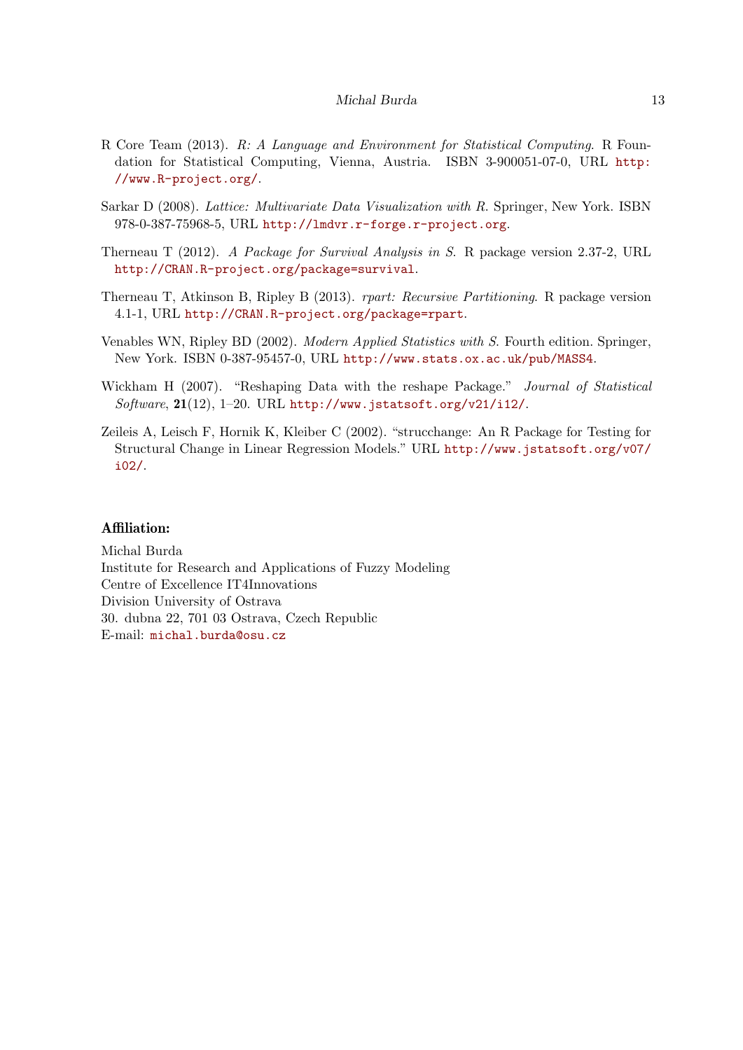R Core Team (2013). *R: A Language and Environment for Statistical Computing*. R Foundation for Statistical Computing, Vienna, Austria. ISBN 3-900051-07-0, URL http://www.R-project.org/.

Sarkar D (2008). *Lattice: Multivariate Data Visualization with R*. Springer, New York. ISBN 978-0-387-75968-5, URL http://lmdvr.r-forge.r-project.org.

Therneau T (2012). *A Package for Survival Analysis in S*. R package version 2.37-2, URL http://CRAN.R-project.org/package=survival.

Therneau T, Atkinson B, Ripley B (2013). *rpart: Recursive Partitioning*. R package version 4.1-1, URL http://CRAN.R-project.org/package=rpart.

Venables WN, Ripley BD (2002). *Modern Applied Statistics with S*. Fourth edition. Springer, New York. ISBN 0-387-95457-0, URL http://www.stats.ox.ac.uk/pub/MASS4.

Wickham H (2007). "Reshaping Data with the reshape Package." *Journal of Statistical Software*, **21**(12), 1–20. URL http://www.jstatsoft.org/v21/i12/.

Zeileis A, Leisch F, Hornik K, Kleiber C (2002). "strucchange: An R Package for Testing for Structural Change in Linear Regression Models." URL http://www.jstatsoft.org/v07/i02/.

**Affiliation:**

Michal Burda
Institute for Research and Applications of Fuzzy Modeling
Centre of Excellence IT4Innovations
Division University of Ostrava
30. dubna 22, 701 03 Ostrava, Czech Republic
E-mail: michal.burda@osu.cz